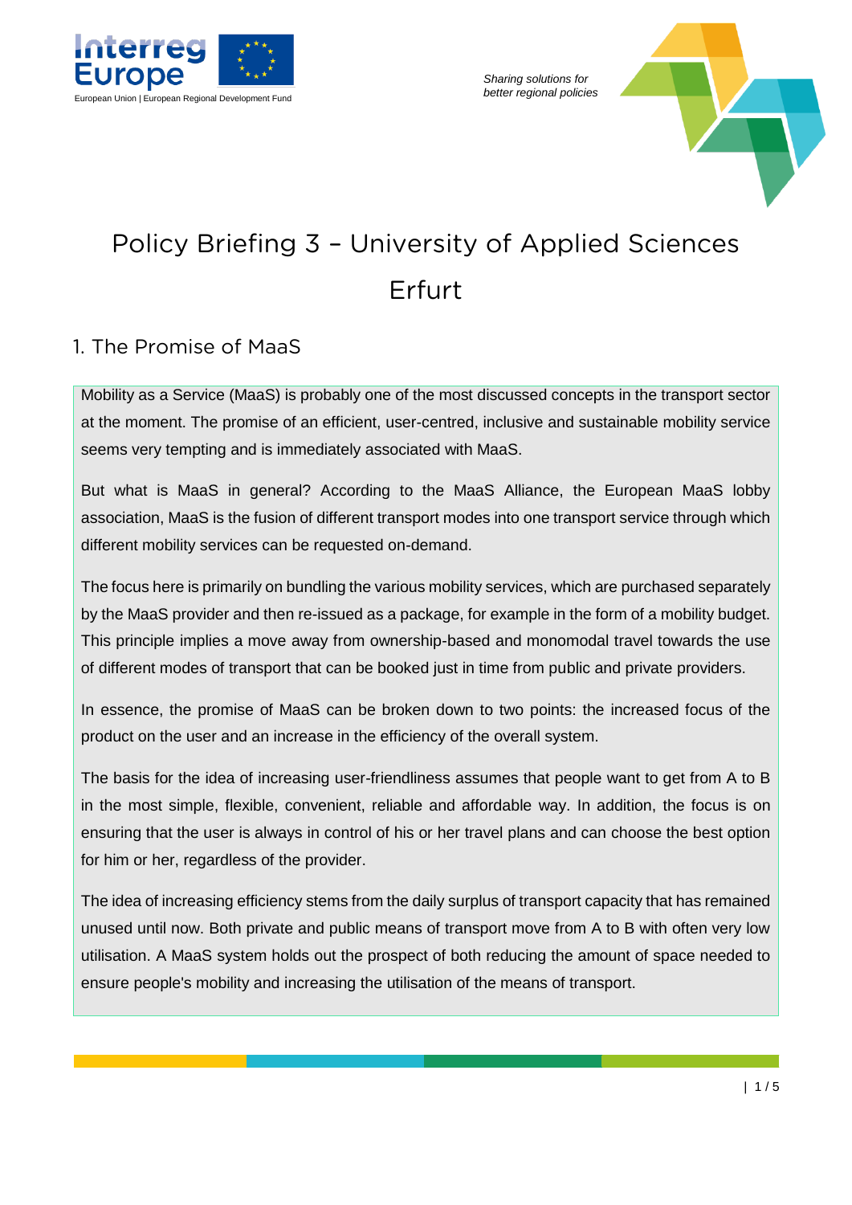Sharing solutions for better regional policies

# Policy Briefing 3 – University of Applied Sciences Erfurt

## 1. The Promise of MaaS

Mobility as a Service (MaaS) is probably one of the most discussed concepts in the transport sector at the moment. The promise of an efficient, user-centred, inclusive and sustainable mobility service seems very tempting and is immediately associated with MaaS.

But what is MaaS in general? According to the MaaS Alliance, the European MaaS lobby association, MaaS is the fusion of different transport modes into one transport service through which different mobility services can be requested on-demand.

The focus here is primarily on bundling the various mobility services, which are purchased separately by the MaaS provider and then re-issued as a package, for example in the form of a mobility budget. This principle implies a move away from ownership-based and monomodal travel towards the use of different modes of transport that can be booked just in time from public and private providers.

In essence, the promise of MaaS can be broken down to two points: the increased focus of the product on the user and an increase in the efficiency of the overall system.

The basis for the idea of increasing user-friendliness assumes that people want to get from A to B in the most simple, flexible, convenient, reliable and affordable way. In addition, the focus is on ensuring that the user is always in control of his or her travel plans and can choose the best option for him or her, regardless of the provider.

The idea of increasing efficiency stems from the daily surplus of transport capacity that has remained unused until now. Both private and public means of transport move from A to B with often very low utilisation. A MaaS system holds out the prospect of both reducing the amount of space needed to ensure people's mobility and increasing the utilisation of the means of transport.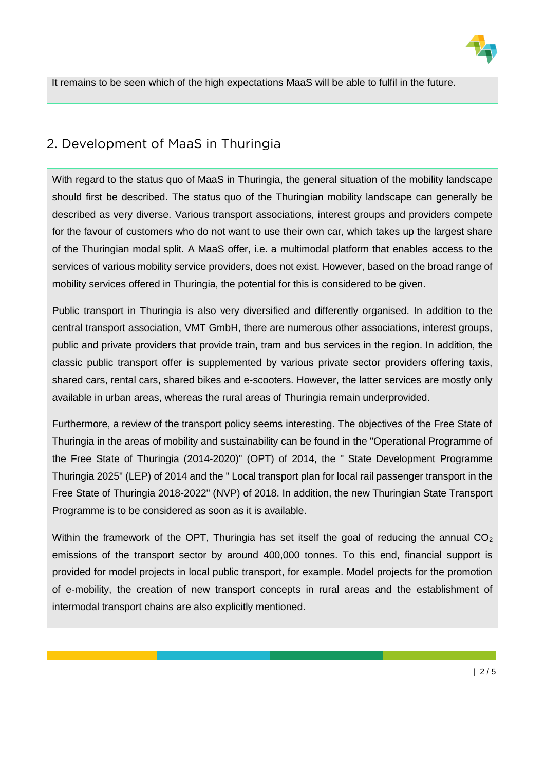It remains to be seen which of the high expectations MaaS will be able to fulfil in the future.

## 2. Development of MaaS in Thuringia

With regard to the status quo of MaaS in Thuringia, the general situation of the mobility landscape should first be described. The status quo of the Thuringian mobility landscape can generally be described as very diverse. Various transport associations, interest groups and providers compete for the favour of customers who do not want to use their own car, which takes up the largest share of the Thuringian modal split. A MaaS offer, i.e. a multimodal platform that enables access to the services of various mobility service providers, does not exist. However, based on the broad range of mobility services offered in Thuringia, the potential for this is considered to be given.

Public transport in Thuringia is also very diversified and differently organised. In addition to the central transport association, VMT GmbH, there are numerous other associations, interest groups, public and private providers that provide train, tram and bus services in the region. In addition, the classic public transport offer is supplemented by various private sector providers offering taxis, shared cars, rental cars, shared bikes and e-scooters. However, the latter services are mostly only available in urban areas, whereas the rural areas of Thuringia remain underprovided.

Furthermore, a review of the transport policy seems interesting. The objectives of the Free State of Thuringia in the areas of mobility and sustainability can be found in the "Operational Programme of the Free State of Thuringia (2014-2020)" (OPT) of 2014, the " State Development Programme Thuringia 2025" (LEP) of 2014 and the " Local transport plan for local rail passenger transport in the Free State of Thuringia 2018-2022" (NVP) of 2018. In addition, the new Thuringian State Transport Programme is to be considered as soon as it is available.

Within the framework of the OPT, Thuringia has set itself the goal of reducing the annual $CO_2$ emissions of the transport sector by around 400,000 tonnes. To this end, financial support is provided for model projects in local public transport, for example. Model projects for the promotion of e-mobility, the creation of new transport concepts in rural areas and the establishment of intermodal transport chains are also explicitly mentioned.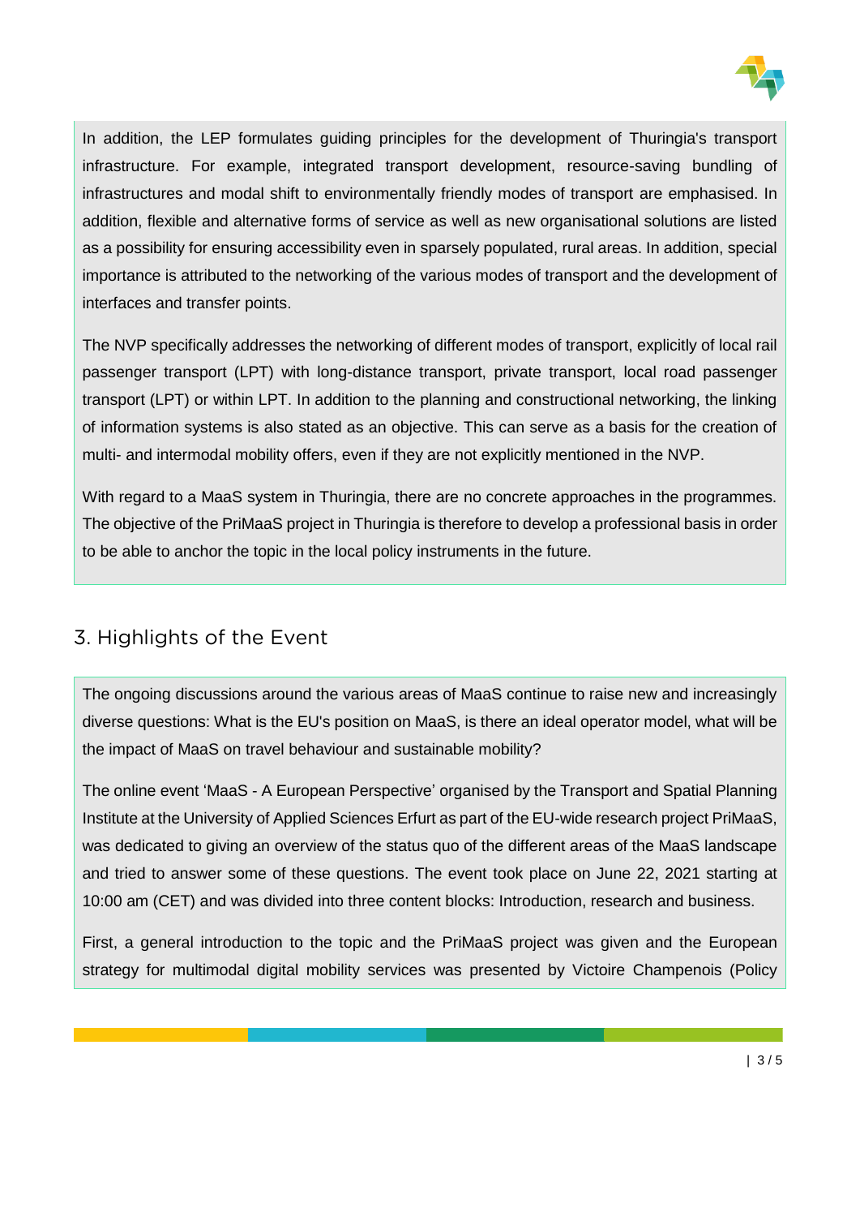In addition, the LEP formulates guiding principles for the development of Thuringia's transport infrastructure. For example, integrated transport development, resource-saving bundling of infrastructures and modal shift to environmentally friendly modes of transport are emphasised. In addition, flexible and alternative forms of service as well as new organisational solutions are listed as a possibility for ensuring accessibility even in sparsely populated, rural areas. In addition, special importance is attributed to the networking of the various modes of transport and the development of interfaces and transfer points.

The NVP specifically addresses the networking of different modes of transport, explicitly of local rail passenger transport (LPT) with long-distance transport, private transport, local road passenger transport (LPT) or within LPT. In addition to the planning and constructional networking, the linking of information systems is also stated as an objective. This can serve as a basis for the creation of multi- and intermodal mobility offers, even if they are not explicitly mentioned in the NVP.

With regard to a MaaS system in Thuringia, there are no concrete approaches in the programmes. The objective of the PriMaaS project in Thuringia is therefore to develop a professional basis in order to be able to anchor the topic in the local policy instruments in the future.

## 3. Highlights of the Event

The ongoing discussions around the various areas of MaaS continue to raise new and increasingly diverse questions: What is the EU's position on MaaS, is there an ideal operator model, what will be the impact of MaaS on travel behaviour and sustainable mobility?

The online event 'MaaS - A European Perspective' organised by the Transport and Spatial Planning Institute at the University of Applied Sciences Erfurt as part of the EU-wide research project PriMaaS, was dedicated to giving an overview of the status quo of the different areas of the MaaS landscape and tried to answer some of these questions. The event took place on June 22, 2021 starting at 10:00 am (CET) and was divided into three content blocks: Introduction, research and business.

First, a general introduction to the topic and the PriMaaS project was given and the European strategy for multimodal digital mobility services was presented by Victoire Champenois (Policy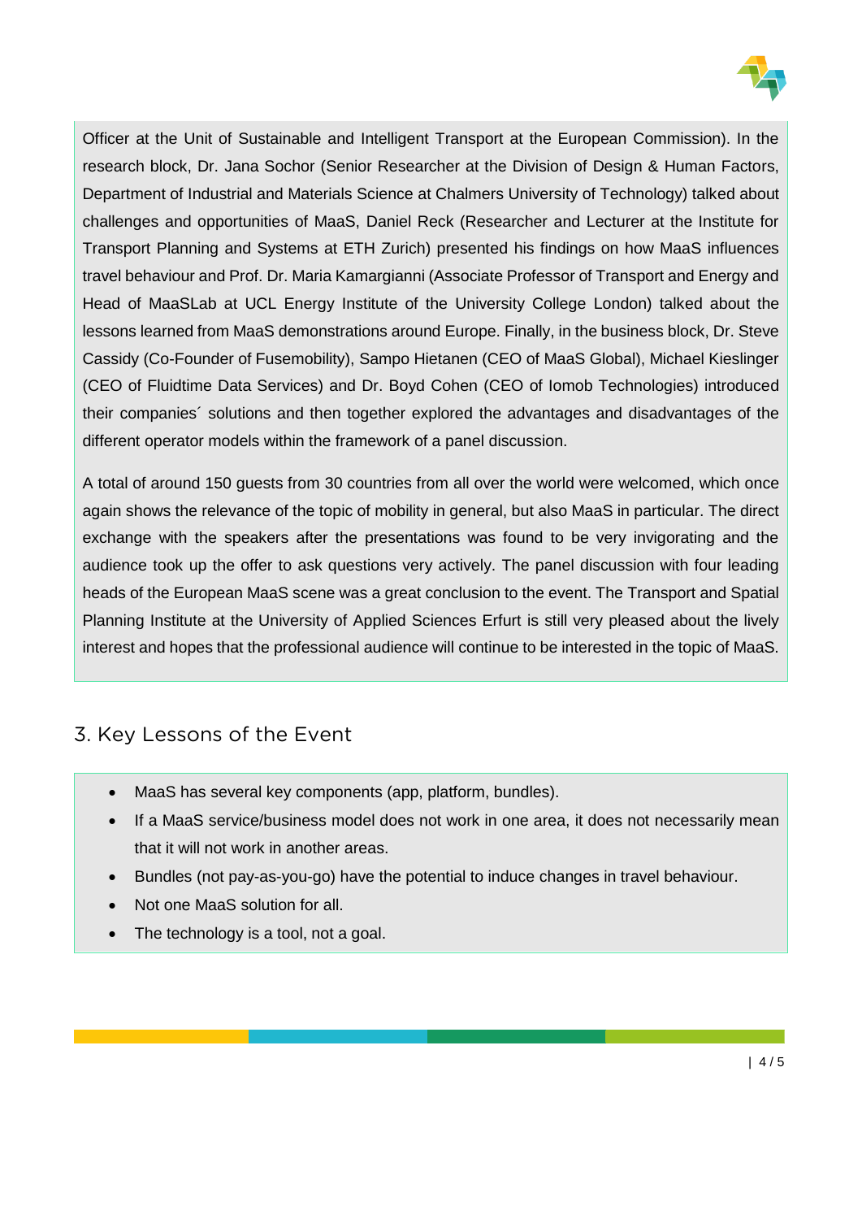Officer at the Unit of Sustainable and Intelligent Transport at the European Commission). In the research block, Dr. Jana Sochor (Senior Researcher at the Division of Design & Human Factors, Department of Industrial and Materials Science at Chalmers University of Technology) talked about challenges and opportunities of MaaS, Daniel Reck (Researcher and Lecturer at the Institute for Transport Planning and Systems at ETH Zurich) presented his findings on how MaaS influences travel behaviour and Prof. Dr. Maria Kamargianni (Associate Professor of Transport and Energy and Head of MaaSLab at UCL Energy Institute of the University College London) talked about the lessons learned from MaaS demonstrations around Europe. Finally, in the business block, Dr. Steve Cassidy (Co-Founder of Fusemobility), Sampo Hietanen (CEO of MaaS Global), Michael Kieslinger (CEO of Fluidtime Data Services) and Dr. Boyd Cohen (CEO of Iomob Technologies) introduced their companies´ solutions and then together explored the advantages and disadvantages of the different operator models within the framework of a panel discussion.

A total of around 150 guests from 30 countries from all over the world were welcomed, which once again shows the relevance of the topic of mobility in general, but also MaaS in particular. The direct exchange with the speakers after the presentations was found to be very invigorating and the audience took up the offer to ask questions very actively. The panel discussion with four leading heads of the European MaaS scene was a great conclusion to the event. The Transport and Spatial Planning Institute at the University of Applied Sciences Erfurt is still very pleased about the lively interest and hopes that the professional audience will continue to be interested in the topic of MaaS.

## 3. Key Lessons of the Event

- MaaS has several key components (app, platform, bundles).
- If a MaaS service/business model does not work in one area, it does not necessarily mean that it will not work in another areas.
- Bundles (not pay-as-you-go) have the potential to induce changes in travel behaviour.
- Not one MaaS solution for all.
- The technology is a tool, not a goal.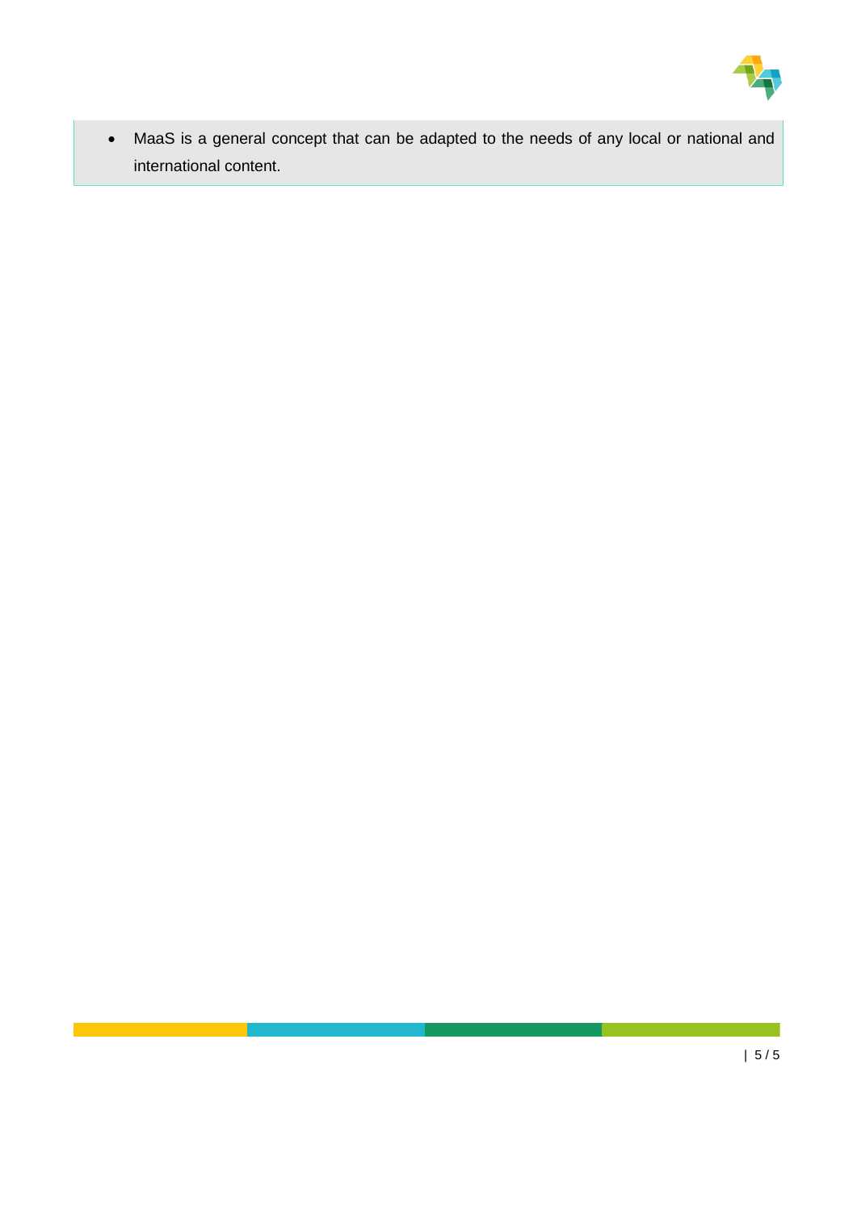- MaaS is a general concept that can be adapted to the needs of any local or national and international content.